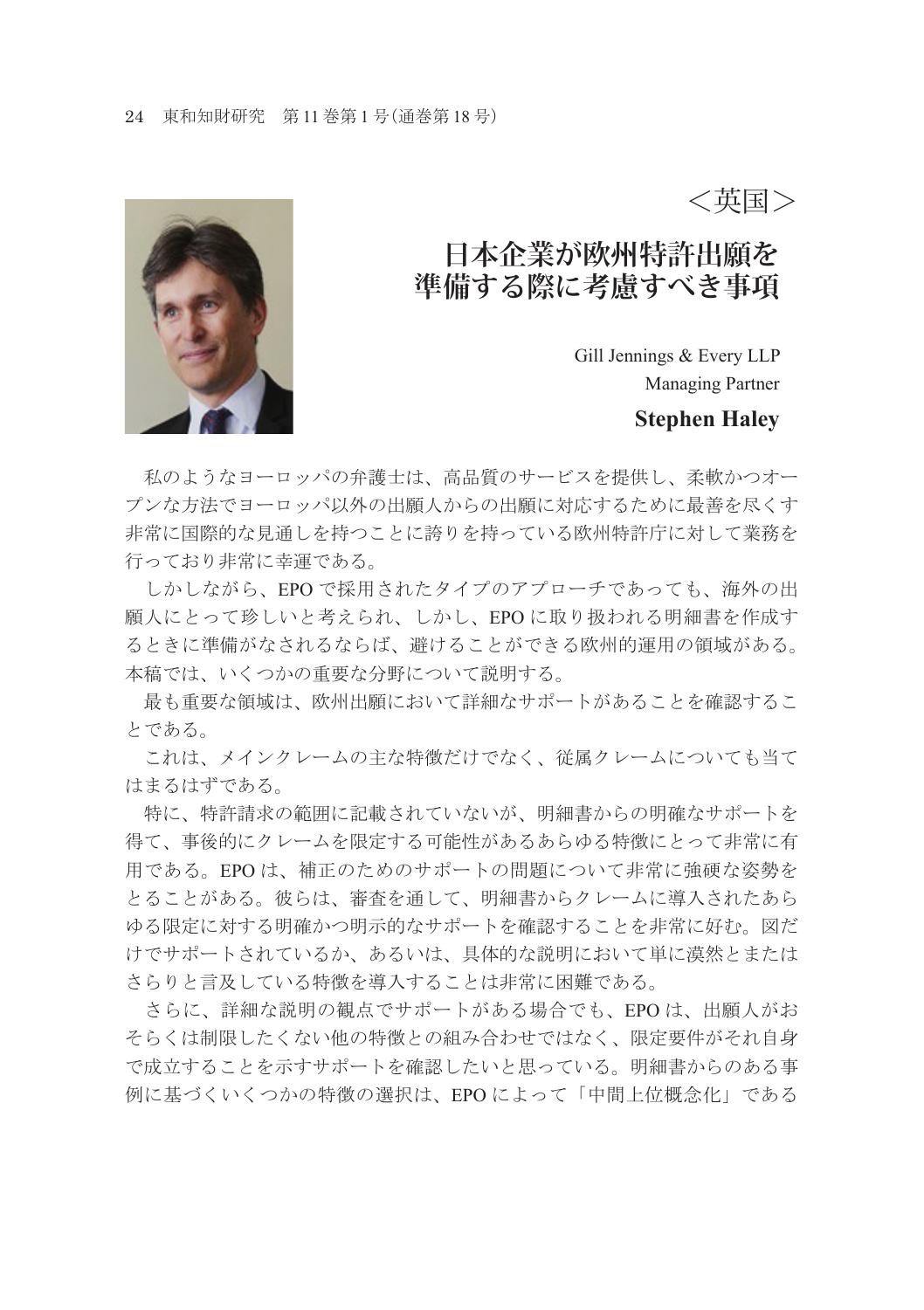＜英国＞

# 日本企業が欧州特許出願を準備する際に考慮すべき事項

Gill Jennings & Every LLP
Managing Partner

**Stephen Haley**

私のようなヨーロッパの弁護士は、高品質のサービスを提供し、柔軟かつオープンな方法でヨーロッパ以外の出願人からの出願に対応するために最善を尽くす非常に国際的な見通しを持つことに誇りを持っている欧州特許庁に対して業務を行っており非常に幸運である。

しかしながら、EPO で採用されたタイプのアプローチであっても、海外の出願人にとって珍しいと考えられ、しかし、EPO に取り扱われる明細書を作成するときに準備がなされるならば、避けることができる欧州的運用の領域がある。本稿では、いくつかの重要な分野について説明する。

最も重要な領域は、欧州出願において詳細なサポートがあることを確認することである。

これは、メインクレームの主な特徴だけでなく、従属クレームについても当てはまるはずである。

特に、特許請求の範囲に記載されていないが、明細書からの明確なサポートを得て、事後的にクレームを限定する可能性があるあらゆる特徴にとって非常に有用である。EPO は、補正のためのサポートの問題について非常に強硬な姿勢をとることがある。彼らは、審査を通して、明細書からクレームに導入されたあらゆる限定に対する明確かつ明示的なサポートを確認することを非常に好む。図だけでサポートされているか、あるいは、具体的な説明において単に漠然とまたはさらりと言及している特徴を導入することは非常に困難である。

さらに、詳細な説明の観点でサポートがある場合でも、EPO は、出願人がおそらくは制限したくない他の特徴との組み合わせではなく、限定要件がそれ自身で成立することを示すサポートを確認したいと思っている。明細書からのある事例に基づくいくつかの特徴の選択は、EPO によって「中間上位概念化」である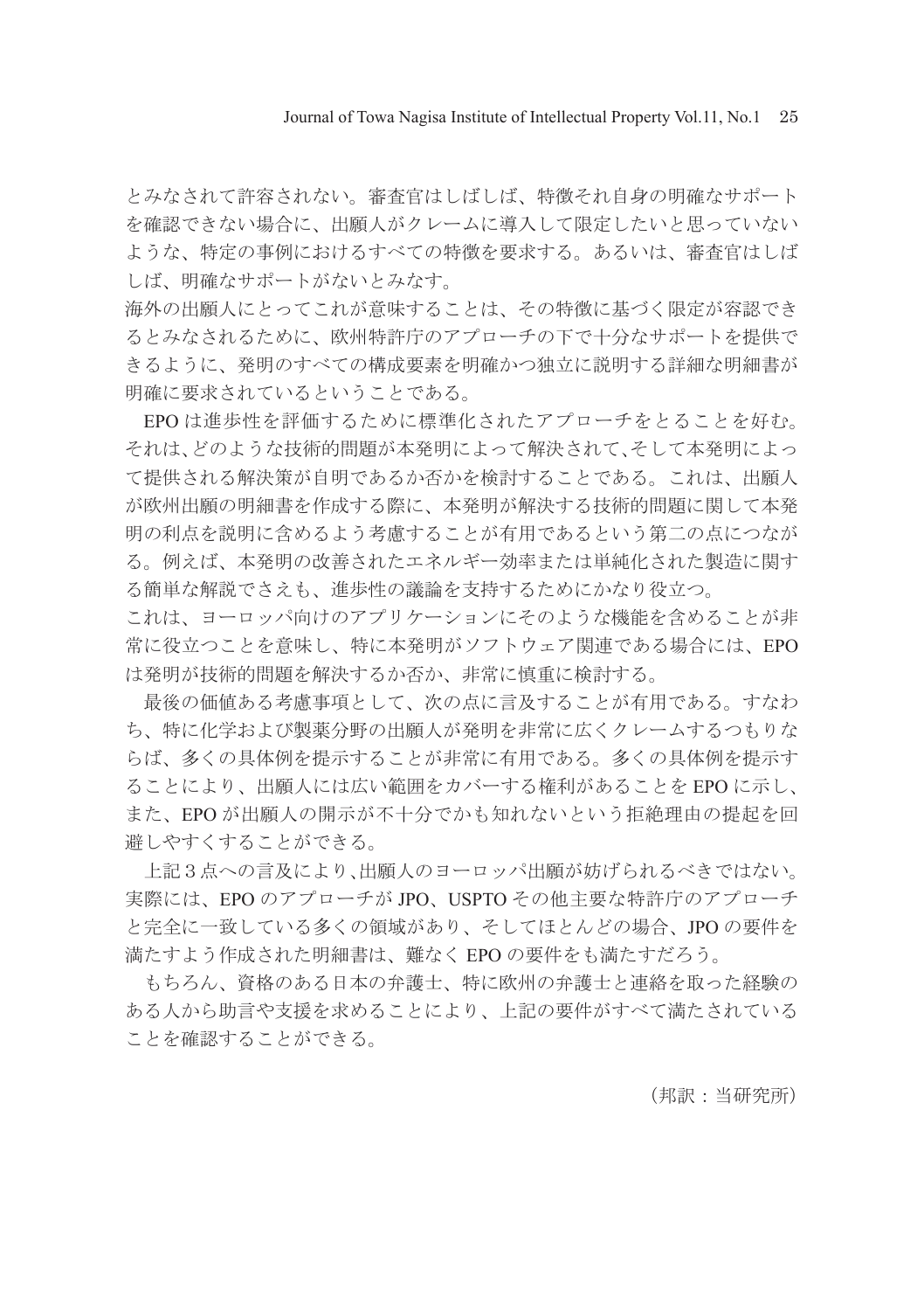とみなされて許容されない。審査官はしばしば、特徴それ自身の明確なサポートを確認できない場合に、出願人がクレームに導入して限定したいと思っていないような、特定の事例におけるすべての特徴を要求する。あるいは、審査官はしばしば、明確なサポートがないとみなす。

海外の出願人にとってこれが意味することは、その特徴に基づく限定が容認できるとみなされるために、欧州特許庁のアプローチの下で十分なサポートを提供できるように、発明のすべての構成要素を明確かつ独立に説明する詳細な明細書が明確に要求されているということである。

EPO は進歩性を評価するために標準化されたアプローチをとることを好む。それは、どのような技術的問題が本発明によって解決されて、そして本発明によって提供される解決策が自明であるか否かを検討することである。これは、出願人が欧州出願の明細書を作成する際に、本発明が解決する技術的問題に関して本発明の利点を説明に含めるよう考慮することが有用であるという第二の点につながる。例えば、本発明の改善されたエネルギー効率または単純化された製造に関する簡単な解説でさえも、進歩性の議論を支持するためにかなり役立つ。

これは、ヨーロッパ向けのアプリケーションにそのような機能を含めることが非常に役立つことを意味し、特に本発明がソフトウェア関連である場合には、EPO は発明が技術的問題を解決するか否か、非常に慎重に検討する。

最後の価値ある考慮事項として、次の点に言及することが有用である。すなわち、特に化学および製薬分野の出願人が発明を非常に広くクレームするつもりならば、多くの具体例を提示することが非常に有用である。多くの具体例を提示することにより、出願人には広い範囲をカバーする権利があることを EPO に示し、また、EPO が出願人の開示が不十分でかも知れないという拒絶理由の提起を回避しやすくすることができる。

上記３点への言及により、出願人のヨーロッパ出願が妨げられるべきではない。実際には、EPO のアプローチが JPO、USPTO その他主要な特許庁のアプローチと完全に一致している多くの領域があり、そしてほとんどの場合、JPO の要件を満たすよう作成された明細書は、難なく EPO の要件をも満たすだろう。

もちろん、資格のある日本の弁護士、特に欧州の弁護士と連絡を取った経験のある人から助言や支援を求めることにより、上記の要件がすべて満たされていることを確認することができる。

（邦訳：当研究所）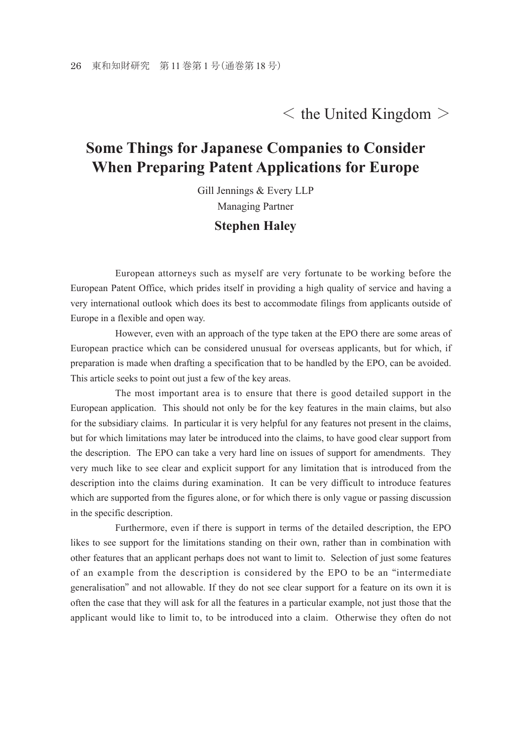< the United Kingdom >

# Some Things for Japanese Companies to Consider When Preparing Patent Applications for Europe

Gill Jennings & Every LLP

Managing Partner

**Stephen Haley**

European attorneys such as myself are very fortunate to be working before the European Patent Office, which prides itself in providing a high quality of service and having a very international outlook which does its best to accommodate filings from applicants outside of Europe in a flexible and open way.

However, even with an approach of the type taken at the EPO there are some areas of European practice which can be considered unusual for overseas applicants, but for which, if preparation is made when drafting a specification that to be handled by the EPO, can be avoided. This article seeks to point out just a few of the key areas.

The most important area is to ensure that there is good detailed support in the European application. This should not only be for the key features in the main claims, but also for the subsidiary claims. In particular it is very helpful for any features not present in the claims, but for which limitations may later be introduced into the claims, to have good clear support from the description. The EPO can take a very hard line on issues of support for amendments. They very much like to see clear and explicit support for any limitation that is introduced from the description into the claims during examination. It can be very difficult to introduce features which are supported from the figures alone, or for which there is only vague or passing discussion in the specific description.

Furthermore, even if there is support in terms of the detailed description, the EPO likes to see support for the limitations standing on their own, rather than in combination with other features that an applicant perhaps does not want to limit to. Selection of just some features of an example from the description is considered by the EPO to be an "intermediate generalisation" and not allowable. If they do not see clear support for a feature on its own it is often the case that they will ask for all the features in a particular example, not just those that the applicant would like to limit to, to be introduced into a claim. Otherwise they often do not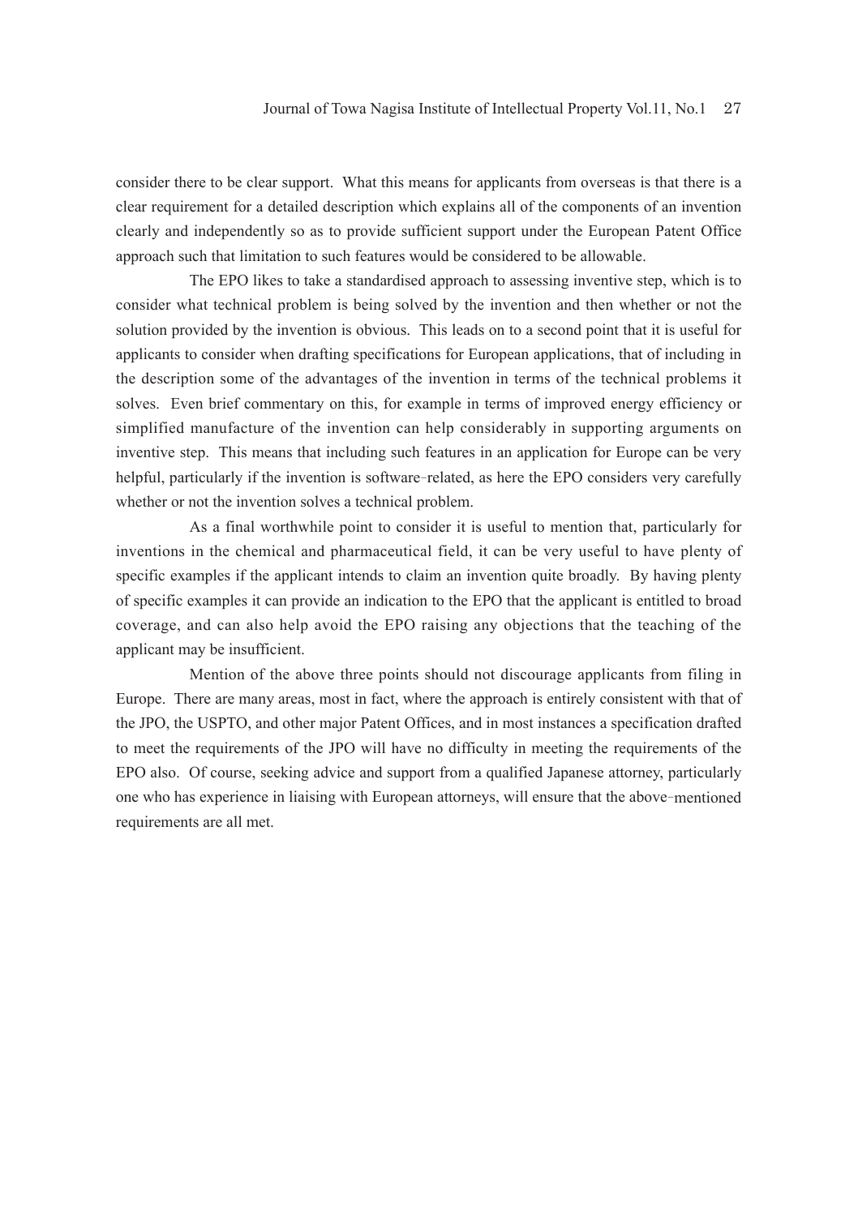consider there to be clear support. What this means for applicants from overseas is that there is a clear requirement for a detailed description which explains all of the components of an invention clearly and independently so as to provide sufficient support under the European Patent Office approach such that limitation to such features would be considered to be allowable.

The EPO likes to take a standardised approach to assessing inventive step, which is to consider what technical problem is being solved by the invention and then whether or not the solution provided by the invention is obvious. This leads on to a second point that it is useful for applicants to consider when drafting specifications for European applications, that of including in the description some of the advantages of the invention in terms of the technical problems it solves. Even brief commentary on this, for example in terms of improved energy efficiency or simplified manufacture of the invention can help considerably in supporting arguments on inventive step. This means that including such features in an application for Europe can be very helpful, particularly if the invention is software-related, as here the EPO considers very carefully whether or not the invention solves a technical problem.

As a final worthwhile point to consider it is useful to mention that, particularly for inventions in the chemical and pharmaceutical field, it can be very useful to have plenty of specific examples if the applicant intends to claim an invention quite broadly. By having plenty of specific examples it can provide an indication to the EPO that the applicant is entitled to broad coverage, and can also help avoid the EPO raising any objections that the teaching of the applicant may be insufficient.

Mention of the above three points should not discourage applicants from filing in Europe. There are many areas, most in fact, where the approach is entirely consistent with that of the JPO, the USPTO, and other major Patent Offices, and in most instances a specification drafted to meet the requirements of the JPO will have no difficulty in meeting the requirements of the EPO also. Of course, seeking advice and support from a qualified Japanese attorney, particularly one who has experience in liaising with European attorneys, will ensure that the above-mentioned requirements are all met.